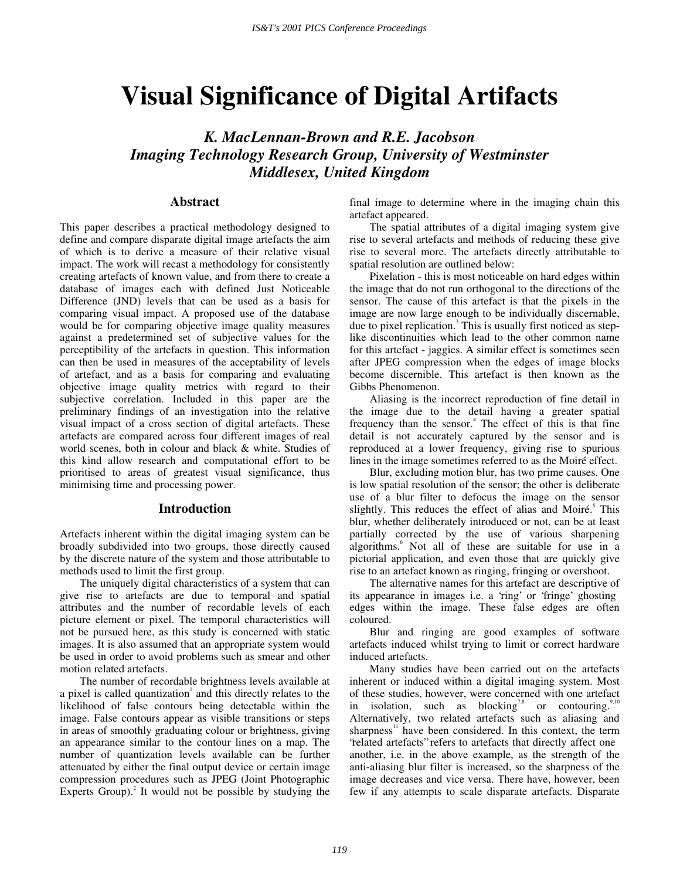# Visual Significance of Digital Artifacts

***K. MacLennan-Brown and R.E. Jacobson***
***Imaging Technology Research Group, University of Westminster***
***Middlesex, United Kingdom***

## Abstract

This paper describes a practical methodology designed to define and compare disparate digital image artefacts the aim of which is to derive a measure of their relative visual impact. The work will recast a methodology for consistently creating artefacts of known value, and from there to create a database of images each with defined Just Noticeable Difference (JND) levels that can be used as a basis for comparing visual impact. A proposed use of the database would be for comparing objective image quality measures against a predetermined set of subjective values for the perceptibility of the artefacts in question. This information can then be used in measures of the acceptability of levels of artefact, and as a basis for comparing and evaluating objective image quality metrics with regard to their subjective correlation. Included in this paper are the preliminary findings of an investigation into the relative visual impact of a cross section of digital artefacts. These artefacts are compared across four different images of real world scenes, both in colour and black & white. Studies of this kind allow research and computational effort to be prioritised to areas of greatest visual significance, thus minimising time and processing power.

## Introduction

Artefacts inherent within the digital imaging system can be broadly subdivided into two groups, those directly caused by the discrete nature of the system and those attributable to methods used to limit the first group.

The uniquely digital characteristics of a system that can give rise to artefacts are due to temporal and spatial attributes and the number of recordable levels of each picture element or pixel. The temporal characteristics will not be pursued here, as this study is concerned with static images. It is also assumed that an appropriate system would be used in order to avoid problems such as smear and other motion related artefacts.

The number of recordable brightness levels available at a pixel is called quantization[1] and this directly relates to the likelihood of false contours being detectable within the image. False contours appear as visible transitions or steps in areas of smoothly graduating colour or brightness, giving an appearance similar to the contour lines on a map. The number of quantization levels available can be further attenuated by either the final output device or certain image compression procedures such as JPEG (Joint Photographic Experts Group).[2] It would not be possible by studying the final image to determine where in the imaging chain this artefact appeared.

The spatial attributes of a digital imaging system give rise to several artefacts and methods of reducing these give rise to several more. The artefacts directly attributable to spatial resolution are outlined below:

Pixelation - this is most noticeable on hard edges within the image that do not run orthogonal to the directions of the sensor. The cause of this artefact is that the pixels in the image are now large enough to be individually discernable, due to pixel replication.[3] This is usually first noticed as step-like discontinuities which lead to the other common name for this artefact - jaggies. A similar effect is sometimes seen after JPEG compression when the edges of image blocks become discernible. This artefact is then known as the Gibbs Phenomenon.

Aliasing is the incorrect reproduction of fine detail in the image due to the detail having a greater spatial frequency than the sensor.[4] The effect of this is that fine detail is not accurately captured by the sensor and is reproduced at a lower frequency, giving rise to spurious lines in the image sometimes referred to as the Moiré effect.

Blur, excluding motion blur, has two prime causes. One is low spatial resolution of the sensor; the other is deliberate use of a blur filter to defocus the image on the sensor slightly. This reduces the effect of alias and Moiré.[5] This blur, whether deliberately introduced or not, can be at least partially corrected by the use of various sharpening algorithms.[6] Not all of these are suitable for use in a pictorial application, and even those that are quickly give rise to an artefact known as ringing, fringing or overshoot.

The alternative names for this artefact are descriptive of its appearance in images i.e. a 'ring' or 'fringe' ghosting edges within the image. These false edges are often coloured.

Blur and ringing are good examples of software artefacts induced whilst trying to limit or correct hardware induced artefacts.

Many studies have been carried out on the artefacts inherent or induced within a digital imaging system. Most of these studies, however, were concerned with one artefact in isolation, such as blocking[7,8] or contouring.[9,10] Alternatively, two related artefacts such as aliasing and sharpness[11] have been considered. In this context, the term "related artefacts" refers to artefacts that directly affect one another, i.e. in the above example, as the strength of the anti-aliasing blur filter is increased, so the sharpness of the image decreases and vice versa. There have, however, been few if any attempts to scale disparate artefacts. Disparate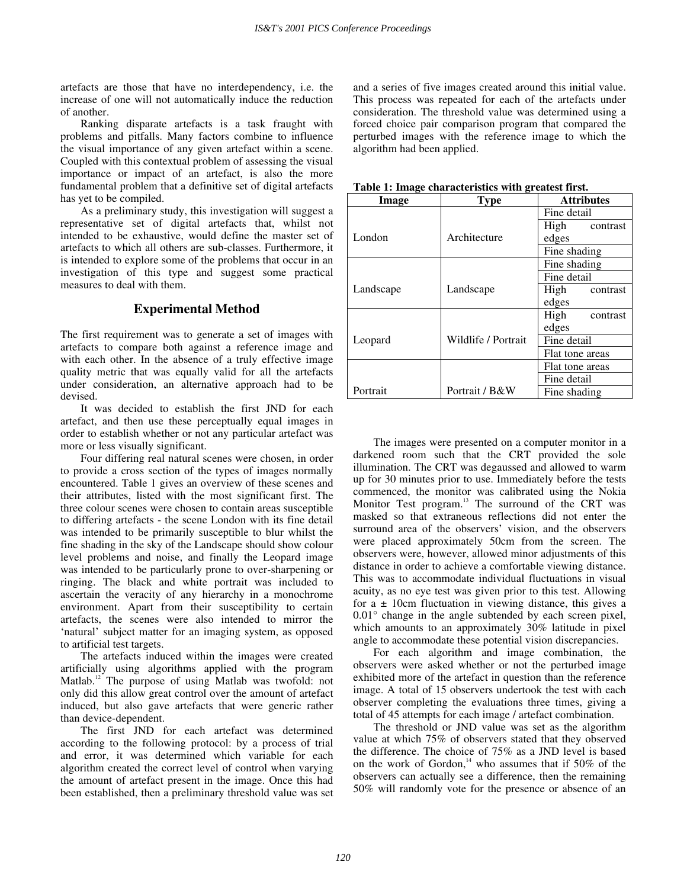artefacts are those that have no interdependency, i.e. the increase of one will not automatically induce the reduction of another.

Ranking disparate artefacts is a task fraught with problems and pitfalls. Many factors combine to influence the visual importance of any given artefact within a scene. Coupled with this contextual problem of assessing the visual importance or impact of an artefact, is also the more fundamental problem that a definitive set of digital artefacts has yet to be compiled.

As a preliminary study, this investigation will suggest a representative set of digital artefacts that, whilst not intended to be exhaustive, would define the master set of artefacts to which all others are sub-classes. Furthermore, it is intended to explore some of the problems that occur in an investigation of this type and suggest some practical measures to deal with them.

## Experimental Method

The first requirement was to generate a set of images with artefacts to compare both against a reference image and with each other. In the absence of a truly effective image quality metric that was equally valid for all the artefacts under consideration, an alternative approach had to be devised.

It was decided to establish the first JND for each artefact, and then use these perceptually equal images in order to establish whether or not any particular artefact was more or less visually significant.

Four differing real natural scenes were chosen, in order to provide a cross section of the types of images normally encountered. Table 1 gives an overview of these scenes and their attributes, listed with the most significant first. The three colour scenes were chosen to contain areas susceptible to differing artefacts - the scene London with its fine detail was intended to be primarily susceptible to blur whilst the fine shading in the sky of the Landscape should show colour level problems and noise, and finally the Leopard image was intended to be particularly prone to over-sharpening or ringing. The black and white portrait was included to ascertain the veracity of any hierarchy in a monochrome environment. Apart from their susceptibility to certain artefacts, the scenes were also intended to mirror the 'natural' subject matter for an imaging system, as opposed to artificial test targets.

The artefacts induced within the images were created artificially using algorithms applied with the program Matlab.[12] The purpose of using Matlab was twofold: not only did this allow great control over the amount of artefact induced, but also gave artefacts that were generic rather than device-dependent.

The first JND for each artefact was determined according to the following protocol: by a process of trial and error, it was determined which variable for each algorithm created the correct level of control when varying the amount of artefact present in the image. Once this had been established, then a preliminary threshold value was set and a series of five images created around this initial value. This process was repeated for each of the artefacts under consideration. The threshold value was determined using a forced choice pair comparison program that compared the perturbed images with the reference image to which the algorithm had been applied.

**Table 1: Image characteristics with greatest first.**

| Image | Type | Attributes |
|---|---|---|
| London | Architecture | Fine detail |
| | | High contrast edges |
| | | Fine shading |
| Landscape | Landscape | Fine shading |
| | | Fine detail |
| | | High contrast edges |
| Leopard | Wildlife / Portrait | High contrast edges |
| | | Fine detail |
| | | Flat tone areas |
| Portrait | Portrait / B&W | Flat tone areas |
| | | Fine detail |
| | | Fine shading |

The images were presented on a computer monitor in a darkened room such that the CRT provided the sole illumination. The CRT was degaussed and allowed to warm up for 30 minutes prior to use. Immediately before the tests commenced, the monitor was calibrated using the Nokia Monitor Test program.[13] The surround of the CRT was masked so that extraneous reflections did not enter the surround area of the observers' vision, and the observers were placed approximately 50cm from the screen. The observers were, however, allowed minor adjustments of this distance in order to achieve a comfortable viewing distance. This was to accommodate individual fluctuations in visual acuity, as no eye test was given prior to this test. Allowing for a ± 10cm fluctuation in viewing distance, this gives a 0.01° change in the angle subtended by each screen pixel, which amounts to an approximately 30% latitude in pixel angle to accommodate these potential vision discrepancies.

For each algorithm and image combination, the observers were asked whether or not the perturbed image exhibited more of the artefact in question than the reference image. A total of 15 observers undertook the test with each observer completing the evaluations three times, giving a total of 45 attempts for each image / artefact combination.

The threshold or JND value was set as the algorithm value at which 75% of observers stated that they observed the difference. The choice of 75% as a JND level is based on the work of Gordon,[14] who assumes that if 50% of the observers can actually see a difference, then the remaining 50% will randomly vote for the presence or absence of an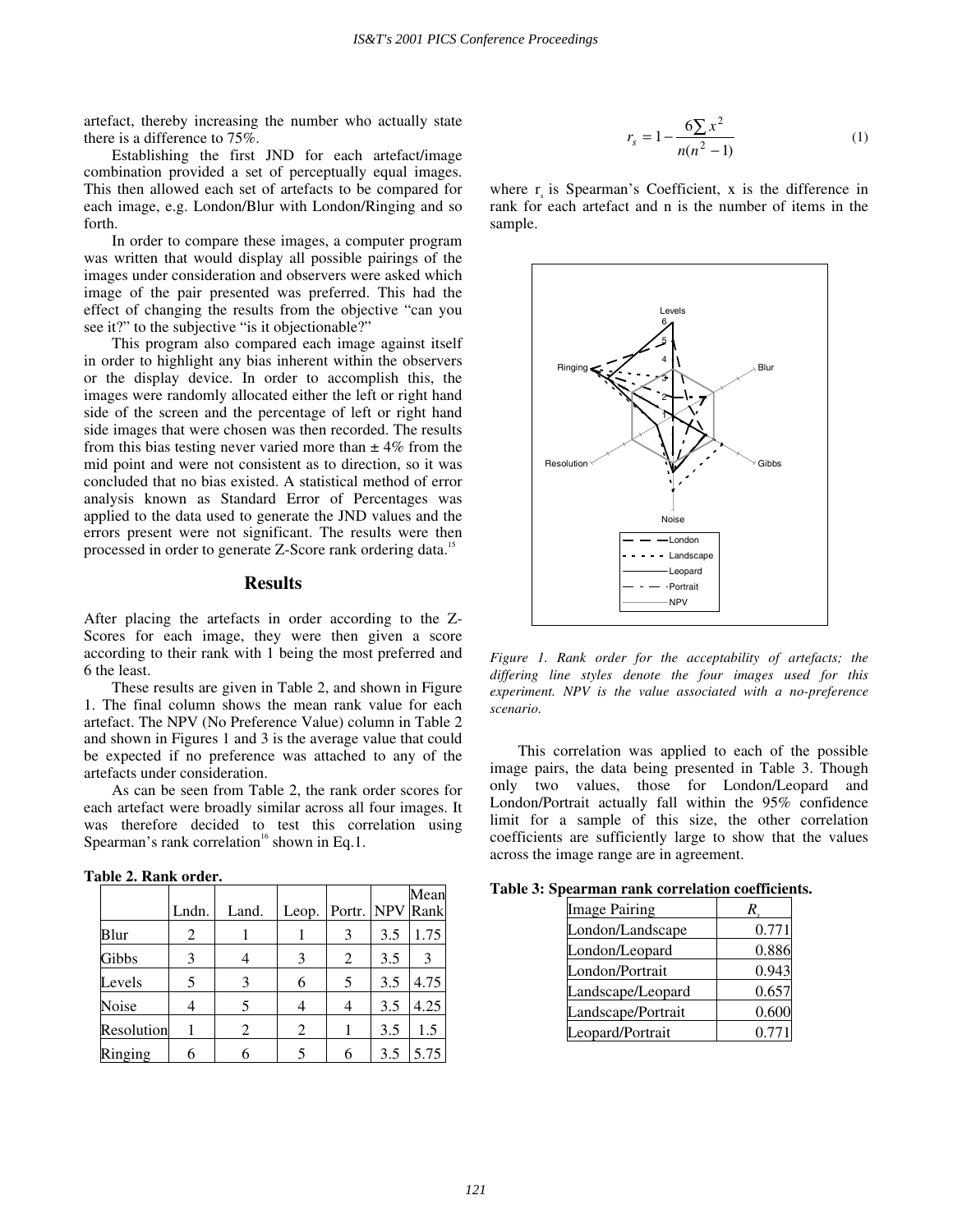artefact, thereby increasing the number who actually state there is a difference to 75%.

Establishing the first JND for each artefact/image combination provided a set of perceptually equal images. This then allowed each set of artefacts to be compared for each image, e.g. London/Blur with London/Ringing and so forth.

In order to compare these images, a computer program was written that would display all possible pairings of the images under consideration and observers were asked which image of the pair presented was preferred. This had the effect of changing the results from the objective "can you see it?" to the subjective "is it objectionable?"

This program also compared each image against itself in order to highlight any bias inherent within the observers or the display device. In order to accomplish this, the images were randomly allocated either the left or right hand side of the screen and the percentage of left or right hand side images that were chosen was then recorded. The results from this bias testing never varied more than ± 4% from the mid point and were not consistent as to direction, so it was concluded that no bias existed. A statistical method of error analysis known as Standard Error of Percentages was applied to the data used to generate the JND values and the errors present were not significant. The results were then processed in order to generate Z-Score rank ordering data.[15]

## Results

After placing the artefacts in order according to the Z-Scores for each image, they were then given a score according to their rank with 1 being the most preferred and 6 the least.

These results are given in Table 2, and shown in Figure 1. The final column shows the mean rank value for each artefact. The NPV (No Preference Value) column in Table 2 and shown in Figures 1 and 3 is the average value that could be expected if no preference was attached to any of the artefacts under consideration.

As can be seen from Table 2, the rank order scores for each artefact were broadly similar across all four images. It was therefore decided to test this correlation using Spearman's rank correlation[16] shown in Eq.1.

**Table 2. Rank order.**

| | Lndn. | Land. | Leop. | Portr. | NPV | Mean Rank |
|---|---|---|---|---|---|---|
| Blur | 2 | 1 | 1 | 3 | 3.5 | 1.75 |
| Gibbs | 3 | 4 | 3 | 2 | 3.5 | 3 |
| Levels | 5 | 3 | 6 | 5 | 3.5 | 4.75 |
| Noise | 4 | 5 | 4 | 4 | 3.5 | 4.25 |
| Resolution | 1 | 2 | 2 | 1 | 3.5 | 1.5 |
| Ringing | 6 | 6 | 5 | 6 | 3.5 | 5.75 |

$$r_s = 1 - \frac{6\sum x^2}{n(n^2 - 1)} \quad (1)$$

where $r_s$ is Spearman's Coefficient, x is the difference in rank for each artefact and n is the number of items in the sample.

*Figure 1. Rank order for the acceptability of artefacts; the differing line styles denote the four images used for this experiment. NPV is the value associated with a no-preference scenario.*

This correlation was applied to each of the possible image pairs, the data being presented in Table 3. Though only two values, those for London/Leopard and London/Portrait actually fall within the 95% confidence limit for a sample of this size, the other correlation coefficients are sufficiently large to show that the values across the image range are in agreement.

**Table 3: Spearman rank correlation coefficients.**

| Image Pairing | $R_s$ |
|---|---|
| London/Landscape | 0.771 |
| London/Leopard | 0.886 |
| London/Portrait | 0.943 |
| Landscape/Leopard | 0.657 |
| Landscape/Portrait | 0.600 |
| Leopard/Portrait | 0.771 |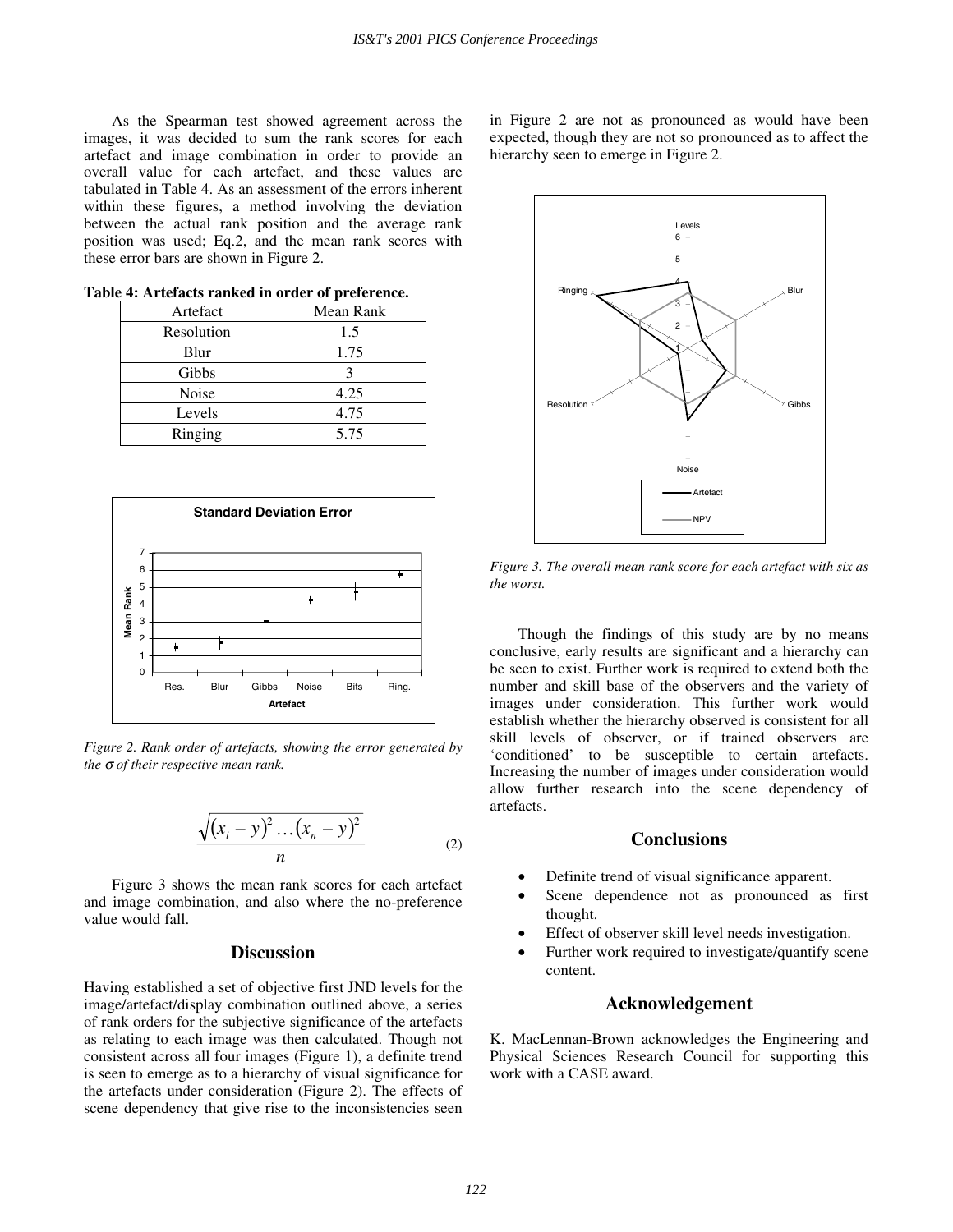As the Spearman test showed agreement across the images, it was decided to sum the rank scores for each artefact and image combination in order to provide an overall value for each artefact, and these values are tabulated in Table 4. As an assessment of the errors inherent within these figures, a method involving the deviation between the actual rank position and the average rank position was used; Eq.2, and the mean rank scores with these error bars are shown in Figure 2.

**Table 4: Artefacts ranked in order of preference.**

| Artefact | Mean Rank |
|---|---|
| Resolution | 1.5 |
| Blur | 1.75 |
| Gibbs | 3 |
| Noise | 4.25 |
| Levels | 4.75 |
| Ringing | 5.75 |

*Figure 2. Rank order of artefacts, showing the error generated by the $\sigma$ of their respective mean rank.*

$$\frac{\sqrt{(x_i - y)^2 \ldots (x_n - y)^2}}{n} \tag{2}$$

Figure 3 shows the mean rank scores for each artefact and image combination, and also where the no-preference value would fall.

## Discussion

Having established a set of objective first JND levels for the image/artefact/display combination outlined above, a series of rank orders for the subjective significance of the artefacts as relating to each image was then calculated. Though not consistent across all four images (Figure 1), a definite trend is seen to emerge as to a hierarchy of visual significance for the artefacts under consideration (Figure 2). The effects of scene dependency that give rise to the inconsistencies seen in Figure 2 are not as pronounced as would have been expected, though they are not so pronounced as to affect the hierarchy seen to emerge in Figure 2.

*Figure 3. The overall mean rank score for each artefact with six as the worst.*

Though the findings of this study are by no means conclusive, early results are significant and a hierarchy can be seen to exist. Further work is required to extend both the number and skill base of the observers and the variety of images under consideration. This further work would establish whether the hierarchy observed is consistent for all skill levels of observer, or if trained observers are 'conditioned' to be susceptible to certain artefacts. Increasing the number of images under consideration would allow further research into the scene dependency of artefacts.

## Conclusions

- Definite trend of visual significance apparent.
- Scene dependence not as pronounced as first thought.
- Effect of observer skill level needs investigation.
- Further work required to investigate/quantify scene content.

## Acknowledgement

K. MacLennan-Brown acknowledges the Engineering and Physical Sciences Research Council for supporting this work with a CASE award.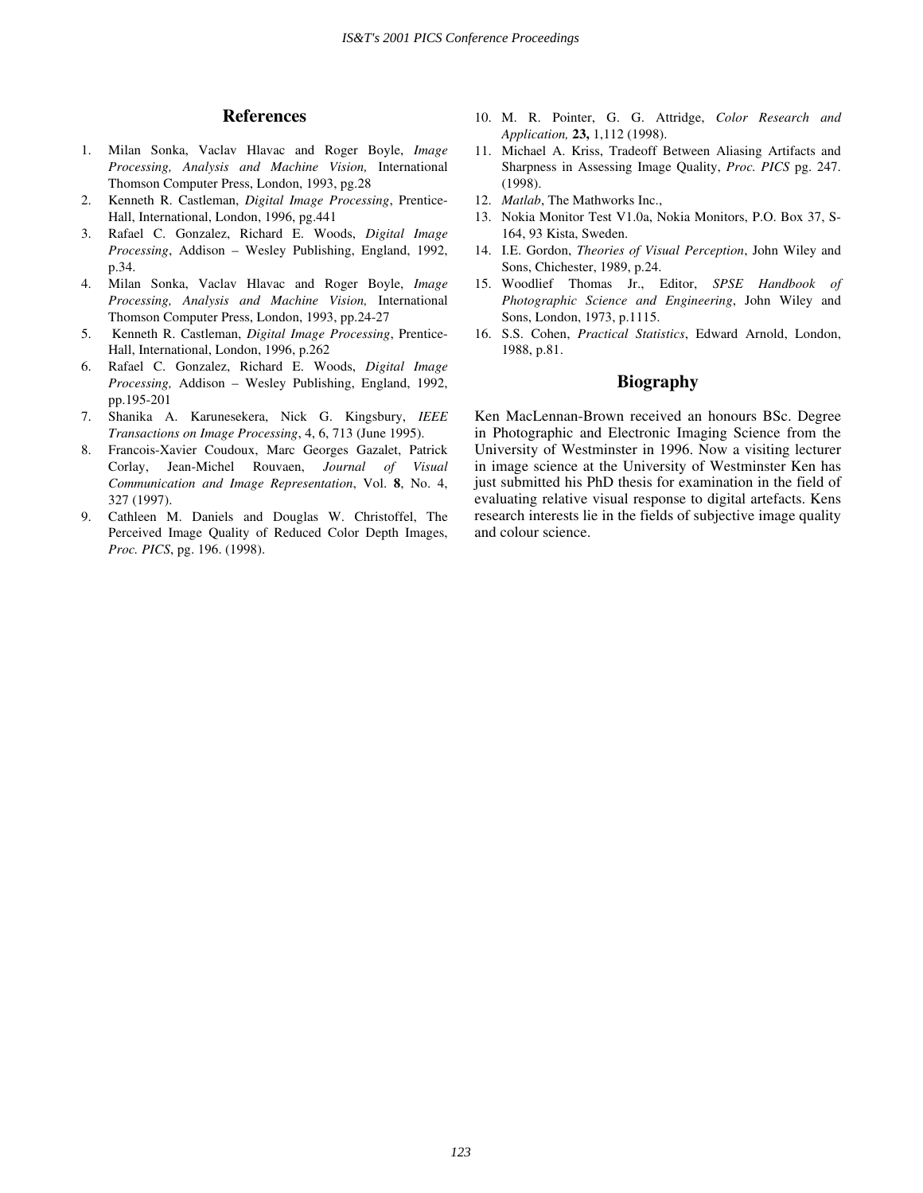## References

1. Milan Sonka, Vaclav Hlavac and Roger Boyle, *Image Processing, Analysis and Machine Vision,* International Thomson Computer Press, London, 1993, pg.28
2. Kenneth R. Castleman, *Digital Image Processing*, Prentice-Hall, International, London, 1996, pg.441
3. Rafael C. Gonzalez, Richard E. Woods, *Digital Image Processing*, Addison – Wesley Publishing, England, 1992, p.34.
4. Milan Sonka, Vaclav Hlavac and Roger Boyle, *Image Processing, Analysis and Machine Vision,* International Thomson Computer Press, London, 1993, pp.24-27
5. Kenneth R. Castleman, *Digital Image Processing*, Prentice-Hall, International, London, 1996, p.262
6. Rafael C. Gonzalez, Richard E. Woods, *Digital Image Processing,* Addison – Wesley Publishing, England, 1992, pp.195-201
7. Shanika A. Karunesekera, Nick G. Kingsbury, *IEEE Transactions on Image Processing*, 4, 6, 713 (June 1995).
8. Francois-Xavier Coudoux, Marc Georges Gazalet, Patrick Corlay, Jean-Michel Rouvaen, *Journal of Visual Communication and Image Representation*, Vol. **8**, No. 4, 327 (1997).
9. Cathleen M. Daniels and Douglas W. Christoffel, The Perceived Image Quality of Reduced Color Depth Images, *Proc. PICS*, pg. 196. (1998).
10. M. R. Pointer, G. G. Attridge, *Color Research and Application,* **23,** 1,112 (1998).
11. Michael A. Kriss, Tradeoff Between Aliasing Artifacts and Sharpness in Assessing Image Quality, *Proc. PICS* pg. 247. (1998).
12. *Matlab*, The Mathworks Inc.,
13. Nokia Monitor Test V1.0a, Nokia Monitors, P.O. Box 37, S-164, 93 Kista, Sweden.
14. I.E. Gordon, *Theories of Visual Perception*, John Wiley and Sons, Chichester, 1989, p.24.
15. Woodlief Thomas Jr., Editor, *SPSE Handbook of Photographic Science and Engineering*, John Wiley and Sons, London, 1973, p.1115.
16. S.S. Cohen, *Practical Statistics*, Edward Arnold, London, 1988, p.81.

## Biography

Ken MacLennan-Brown received an honours BSc. Degree in Photographic and Electronic Imaging Science from the University of Westminster in 1996. Now a visiting lecturer in image science at the University of Westminster Ken has just submitted his PhD thesis for examination in the field of evaluating relative visual response to digital artefacts. Kens research interests lie in the fields of subjective image quality and colour science.